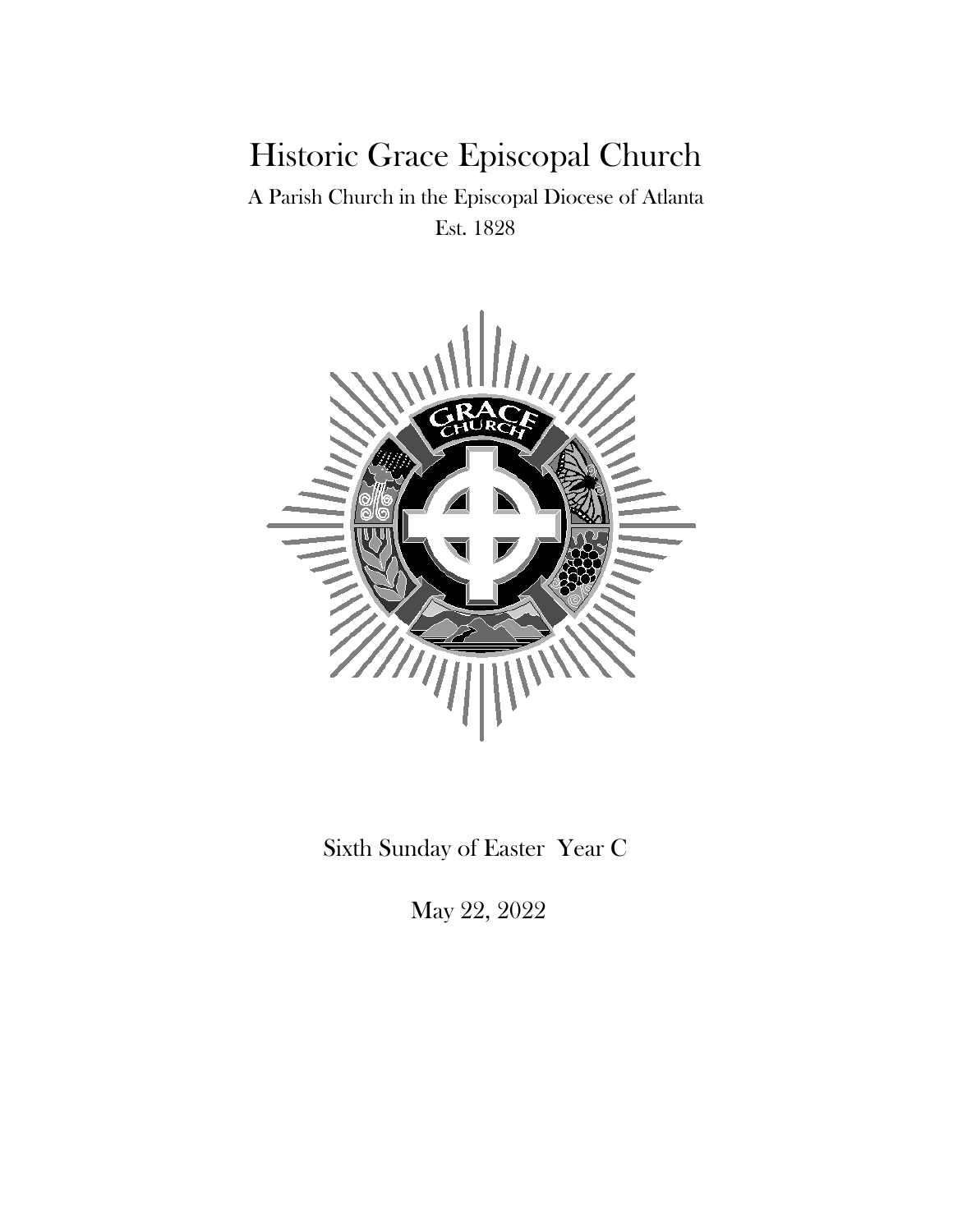# Historic Grace Episcopal Church

A Parish Church in the Episcopal Diocese of Atlanta

Est. 1828

Sixth Sunday of Easter Year C

May 22, 2022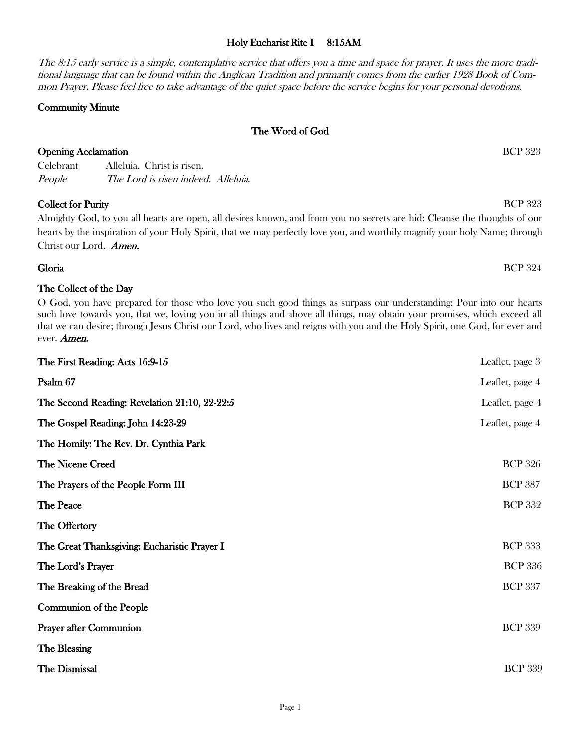## Holy Eucharist Rite I 8:15AM

*The 8:15 early service is a simple, contemplative service that offers you a time and space for prayer. It uses the more traditional language that can be found within the Anglican Tradition and primarily comes from the earlier 1928 Book of Common Prayer. Please feel free to take advantage of the quiet space before the service begins for your personal devotions.*

**Community Minute**

### The Word of God

**Opening Acclamation** BCP 323

Celebrant Alleluia. Christ is risen.
*People The Lord is risen indeed. Alleluia.*

**Collect for Purity** BCP 323

Almighty God, to you all hearts are open, all desires known, and from you no secrets are hid: Cleanse the thoughts of our hearts by the inspiration of your Holy Spirit, that we may perfectly love you, and worthily magnify your holy Name; through Christ our Lord. ***Amen.***

**Gloria** BCP 324

**The Collect of the Day**

O God, you have prepared for those who love you such good things as surpass our understanding: Pour into our hearts such love towards you, that we, loving you in all things and above all things, may obtain your promises, which exceed all that we can desire; through Jesus Christ our Lord, who lives and reigns with you and the Holy Spirit, one God, for ever and ever. ***Amen.***

**The First Reading: Acts 16:9-15** Leaflet, page 3

**Psalm 67** Leaflet, page 4

**The Second Reading: Revelation 21:10, 22-22:5** Leaflet, page 4

**The Gospel Reading: John 14:23-29** Leaflet, page 4

**The Homily: The Rev. Dr. Cynthia Park**

**The Nicene Creed** BCP 326

**The Prayers of the People Form III** BCP 387

**The Peace** BCP 332

**The Offertory**

**The Great Thanksgiving: Eucharistic Prayer I** BCP 333

**The Lord's Prayer** BCP 336

**The Breaking of the Bread** BCP 337

**Communion of the People**

**Prayer after Communion** BCP 339

**The Blessing**

**The Dismissal** BCP 339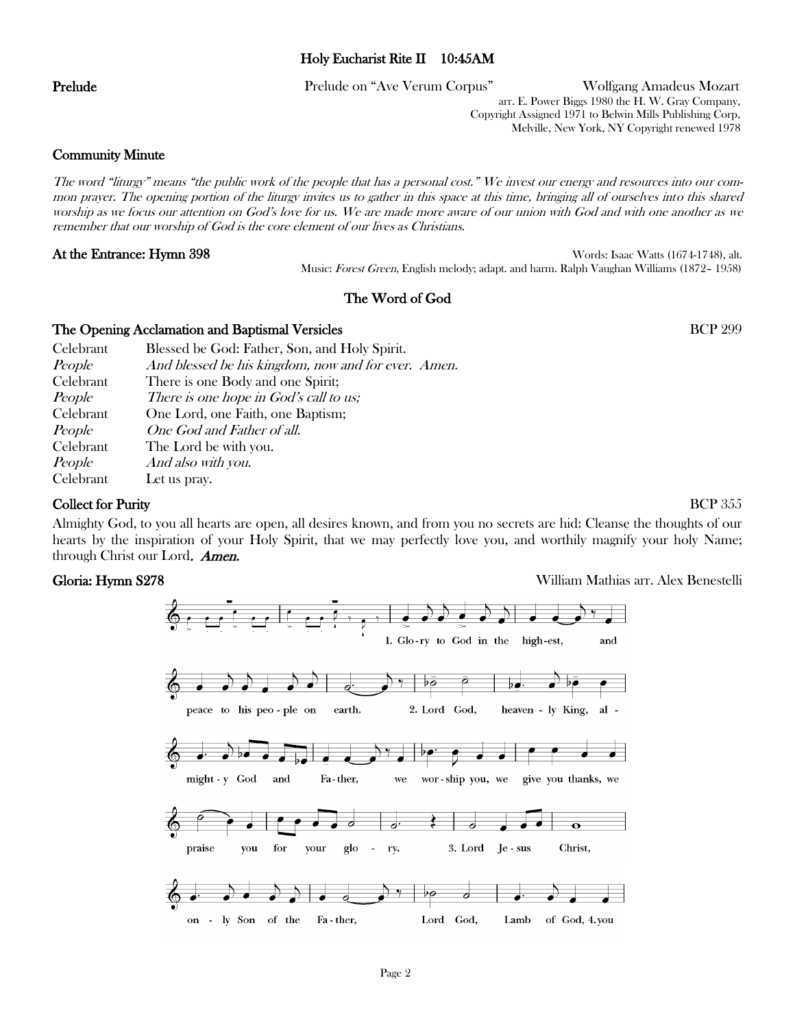## Holy Eucharist Rite II 10:45AM

**Prelude** Prelude on "Ave Verum Corpus" Wolfgang Amadeus Mozart

arr. E. Power Biggs 1980 the H. W. Gray Company,
Copyright Assigned 1971 to Belwin Mills Publishing Corp,
Melville, New York, NY Copyright renewed 1978

**Community Minute**

*The word "liturgy" means "the public work of the people that has a personal cost." We invest our energy and resources into our common prayer. The opening portion of the liturgy invites us to gather in this space at this time, bringing all of ourselves into this shared worship as we focus our attention on God's love for us. We are made more aware of our union with God and with one another as we remember that our worship of God is the core element of our lives as Christians.*

**At the Entrance: Hymn 398** Words: Isaac Watts (1674-1748), alt.

Music: *Forest Green*, English melody; adapt. and harm. Ralph Vaughan Williams (1872– 1958)

## The Word of God

**The Opening Acclamation and Baptismal Versicles** BCP 299

Celebrant Blessed be God: Father, Son, and Holy Spirit.
*People And blessed be his kingdom, now and for ever. Amen.*
Celebrant There is one Body and one Spirit;
*People There is one hope in God's call to us;*
Celebrant One Lord, one Faith, one Baptism;
*People One God and Father of all.*
Celebrant The Lord be with you.
*People And also with you.*
Celebrant Let us pray.

**Collect for Purity** BCP 355

Almighty God, to you all hearts are open, all desires known, and from you no secrets are hid: Cleanse the thoughts of our hearts by the inspiration of your Holy Spirit, that we may perfectly love you, and worthily magnify your holy Name; through Christ our Lord. ***Amen.***

**Gloria: Hymn S278** William Mathias arr. Alex Benestelli

1. Glo-ry to God in the high-est, and peace to his peo-ple on earth. 2. Lord God, heaven-ly King, al-might-y God and Fa-ther, we wor-ship you, we give you thanks, we praise you for your glo-ry. 3. Lord Je-sus Christ, on-ly Son of the Fa-ther, Lord God, Lamb of God, 4. you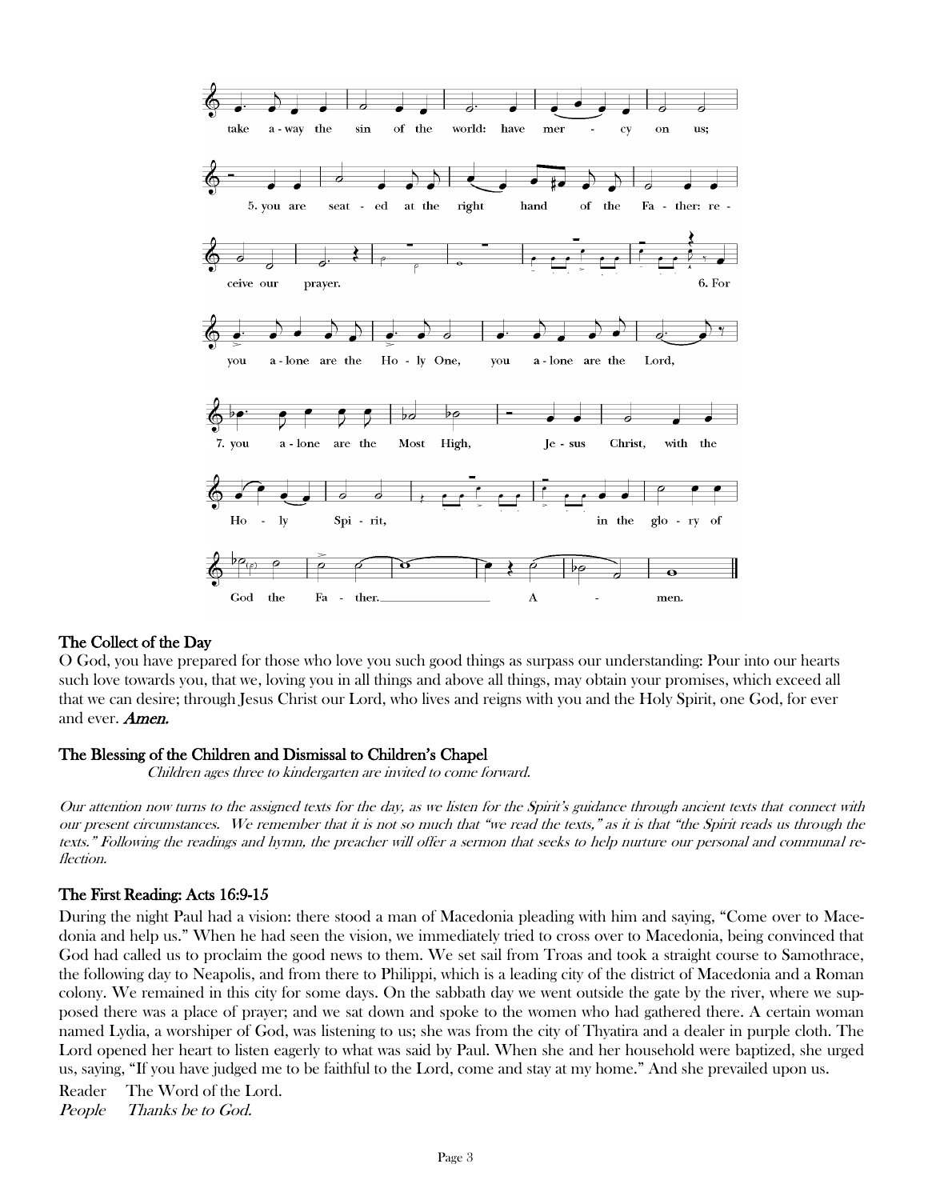take a-way the sin of the world: have mer - cy on us;

5. you are seat - ed at the right hand of the Fa - ther: re - ceive our prayer.

6. For you a-lone are the Ho - ly One, you a-lone are the Lord,

7. you a-lone are the Most High, Je - sus Christ, with the Ho - ly Spi - rit, in the glo - ry of God the Fa - ther. A - men.

## The Collect of the Day

O God, you have prepared for those who love you such good things as surpass our understanding: Pour into our hearts such love towards you, that we, loving you in all things and above all things, may obtain your promises, which exceed all that we can desire; through Jesus Christ our Lord, who lives and reigns with you and the Holy Spirit, one God, for ever and ever. ***Amen.***

## The Blessing of the Children and Dismissal to Children's Chapel

*Children ages three to kindergarten are invited to come forward.*

*Our attention now turns to the assigned texts for the day, as we listen for the Spirit's guidance through ancient texts that connect with our present circumstances. We remember that it is not so much that "we read the texts," as it is that "the Spirit reads us through the texts." Following the readings and hymn, the preacher will offer a sermon that seeks to help nurture our personal and communal reflection.*

## The First Reading: Acts 16:9-15

During the night Paul had a vision: there stood a man of Macedonia pleading with him and saying, "Come over to Macedonia and help us." When he had seen the vision, we immediately tried to cross over to Macedonia, being convinced that God had called us to proclaim the good news to them. We set sail from Troas and took a straight course to Samothrace, the following day to Neapolis, and from there to Philippi, which is a leading city of the district of Macedonia and a Roman colony. We remained in this city for some days. On the sabbath day we went outside the gate by the river, where we supposed there was a place of prayer; and we sat down and spoke to the women who had gathered there. A certain woman named Lydia, a worshiper of God, was listening to us; she was from the city of Thyatira and a dealer in purple cloth. The Lord opened her heart to listen eagerly to what was said by Paul. When she and her household were baptized, she urged us, saying, "If you have judged me to be faithful to the Lord, come and stay at my home." And she prevailed upon us.

Reader The Word of the Lord.
*People Thanks be to God.*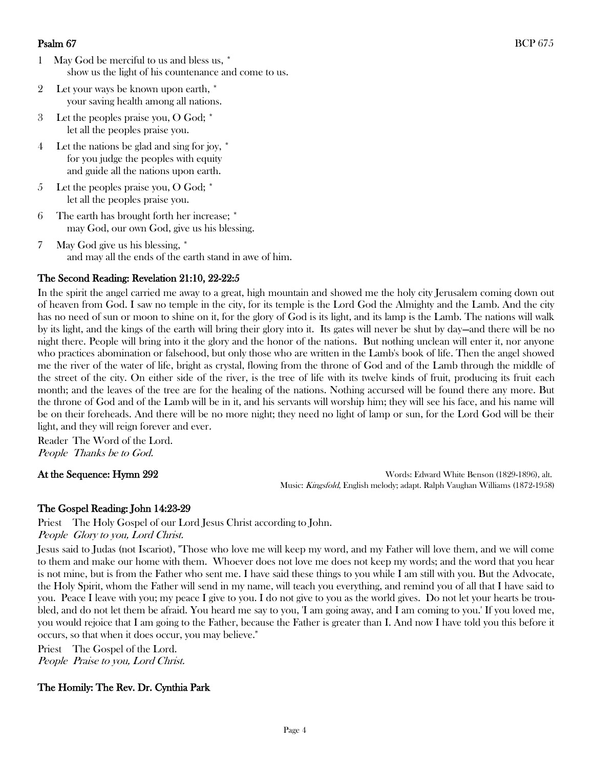**Psalm 67** BCP 675

1 May God be merciful to us and bless us, *
show us the light of his countenance and come to us.

2 Let your ways be known upon earth, *
your saving health among all nations.

3 Let the peoples praise you, O God; *
let all the peoples praise you.

4 Let the nations be glad and sing for joy, *
for you judge the peoples with equity
and guide all the nations upon earth.

5 Let the peoples praise you, O God; *
let all the peoples praise you.

6 The earth has brought forth her increase; *
may God, our own God, give us his blessing.

7 May God give us his blessing, *
and may all the ends of the earth stand in awe of him.

**The Second Reading: Revelation 21:10, 22-22:5**

In the spirit the angel carried me away to a great, high mountain and showed me the holy city Jerusalem coming down out of heaven from God. I saw no temple in the city, for its temple is the Lord God the Almighty and the Lamb. And the city has no need of sun or moon to shine on it, for the glory of God is its light, and its lamp is the Lamb. The nations will walk by its light, and the kings of the earth will bring their glory into it. Its gates will never be shut by day—and there will be no night there. People will bring into it the glory and the honor of the nations. But nothing unclean will enter it, nor anyone who practices abomination or falsehood, but only those who are written in the Lamb's book of life. Then the angel showed me the river of the water of life, bright as crystal, flowing from the throne of God and of the Lamb through the middle of the street of the city. On either side of the river, is the tree of life with its twelve kinds of fruit, producing its fruit each month; and the leaves of the tree are for the healing of the nations. Nothing accursed will be found there any more. But the throne of God and of the Lamb will be in it, and his servants will worship him; they will see his face, and his name will be on their foreheads. And there will be no more night; they need no light of lamp or sun, for the Lord God will be their light, and they will reign forever and ever.

Reader The Word of the Lord.
*People Thanks be to God.*

**At the Sequence: Hymn 292** Words: Edward White Benson (1829-1896), alt.
Music: *Kingsfold*, English melody; adapt. Ralph Vaughan Williams (1872-1958)

**The Gospel Reading: John 14:23-29**

Priest The Holy Gospel of our Lord Jesus Christ according to John.
*People Glory to you, Lord Christ.*

Jesus said to Judas (not Iscariot), "Those who love me will keep my word, and my Father will love them, and we will come to them and make our home with them. Whoever does not love me does not keep my words; and the word that you hear is not mine, but is from the Father who sent me. I have said these things to you while I am still with you. But the Advocate, the Holy Spirit, whom the Father will send in my name, will teach you everything, and remind you of all that I have said to you. Peace I leave with you; my peace I give to you. I do not give to you as the world gives. Do not let your hearts be troubled, and do not let them be afraid. You heard me say to you, 'I am going away, and I am coming to you.' If you loved me, you would rejoice that I am going to the Father, because the Father is greater than I. And now I have told you this before it occurs, so that when it does occur, you may believe."

Priest The Gospel of the Lord.
*People Praise to you, Lord Christ.*

**The Homily: The Rev. Dr. Cynthia Park**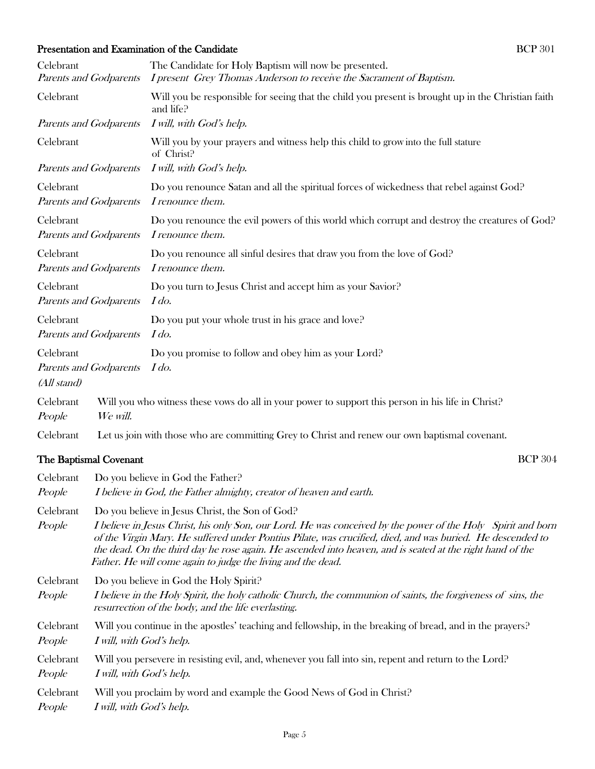## Presentation and Examination of the Candidate

BCP 301

Celebrant: The Candidate for Holy Baptism will now be presented.

*Parents and Godparents*: *I present Grey Thomas Anderson to receive the Sacrament of Baptism.*

Celebrant: Will you be responsible for seeing that the child you present is brought up in the Christian faith and life?

*Parents and Godparents*: *I will, with God's help.*

Celebrant: Will you by your prayers and witness help this child to grow into the full stature of Christ?

*Parents and Godparents*: *I will, with God's help.*

Celebrant: Do you renounce Satan and all the spiritual forces of wickedness that rebel against God?

*Parents and Godparents*: *I renounce them.*

Celebrant: Do you renounce the evil powers of this world which corrupt and destroy the creatures of God?

*Parents and Godparents*: *I renounce them.*

Celebrant: Do you renounce all sinful desires that draw you from the love of God?

*Parents and Godparents*: *I renounce them.*

Celebrant: Do you turn to Jesus Christ and accept him as your Savior?

*Parents and Godparents*: *I do.*

Celebrant: Do you put your whole trust in his grace and love?

*Parents and Godparents*: *I do.*

Celebrant: Do you promise to follow and obey him as your Lord?

*Parents and Godparents*: *I do.*

*(All stand)*

Celebrant: Will you who witness these vows do all in your power to support this person in his life in Christ?

*People*: *We will.*

Celebrant: Let us join with those who are committing Grey to Christ and renew our own baptismal covenant.

## The Baptismal Covenant

BCP 304

Celebrant: Do you believe in God the Father?

*People*: *I believe in God, the Father almighty, creator of heaven and earth.*

Celebrant: Do you believe in Jesus Christ, the Son of God?

*People*: *I believe in Jesus Christ, his only Son, our Lord. He was conceived by the power of the Holy Spirit and born of the Virgin Mary. He suffered under Pontius Pilate, was crucified, died, and was buried. He descended to the dead. On the third day he rose again. He ascended into heaven, and is seated at the right hand of the Father. He will come again to judge the living and the dead.*

Celebrant: Do you believe in God the Holy Spirit?

*People*: *I believe in the Holy Spirit, the holy catholic Church, the communion of saints, the forgiveness of sins, the resurrection of the body, and the life everlasting.*

Celebrant: Will you continue in the apostles' teaching and fellowship, in the breaking of bread, and in the prayers?

*People*: *I will, with God's help.*

Celebrant: Will you persevere in resisting evil, and, whenever you fall into sin, repent and return to the Lord?

*People*: *I will, with God's help.*

Celebrant: Will you proclaim by word and example the Good News of God in Christ?

*People*: *I will, with God's help.*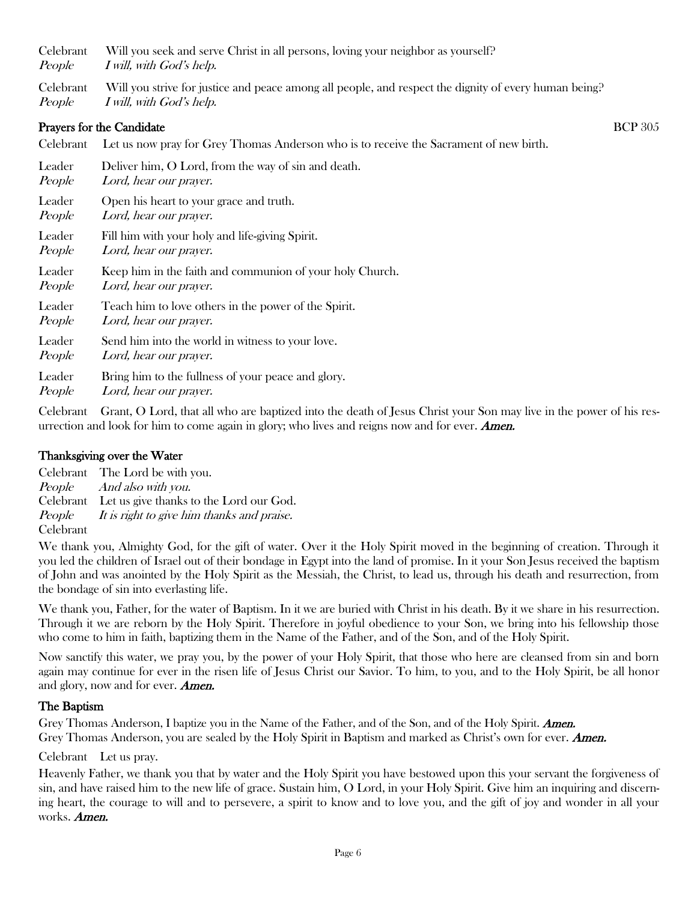Celebrant Will you seek and serve Christ in all persons, loving your neighbor as yourself?
*People* *I will, with God's help.*

Celebrant Will you strive for justice and peace among all people, and respect the dignity of every human being?
*People* *I will, with God's help.*

### Prayers for the Candidate BCP 305

Celebrant Let us now pray for Grey Thomas Anderson who is to receive the Sacrament of new birth.

Leader Deliver him, O Lord, from the way of sin and death.
*People* *Lord, hear our prayer.*

Leader Open his heart to your grace and truth.
*People* *Lord, hear our prayer.*

Leader Fill him with your holy and life-giving Spirit.
*People* *Lord, hear our prayer.*

Leader Keep him in the faith and communion of your holy Church.
*People* *Lord, hear our prayer.*

Leader Teach him to love others in the power of the Spirit.
*People* *Lord, hear our prayer.*

Leader Send him into the world in witness to your love.
*People* *Lord, hear our prayer.*

Leader Bring him to the fullness of your peace and glory.
*People* *Lord, hear our prayer.*

Celebrant Grant, O Lord, that all who are baptized into the death of Jesus Christ your Son may live in the power of his resurrection and look for him to come again in glory; who lives and reigns now and for ever. ***Amen.***

### Thanksgiving over the Water

Celebrant The Lord be with you.
*People* *And also with you.*
Celebrant Let us give thanks to the Lord our God.
*People* *It is right to give him thanks and praise.*
Celebrant

We thank you, Almighty God, for the gift of water. Over it the Holy Spirit moved in the beginning of creation. Through it you led the children of Israel out of their bondage in Egypt into the land of promise. In it your Son Jesus received the baptism of John and was anointed by the Holy Spirit as the Messiah, the Christ, to lead us, through his death and resurrection, from the bondage of sin into everlasting life.

We thank you, Father, for the water of Baptism. In it we are buried with Christ in his death. By it we share in his resurrection. Through it we are reborn by the Holy Spirit. Therefore in joyful obedience to your Son, we bring into his fellowship those who come to him in faith, baptizing them in the Name of the Father, and of the Son, and of the Holy Spirit.

Now sanctify this water, we pray you, by the power of your Holy Spirit, that those who here are cleansed from sin and born again may continue for ever in the risen life of Jesus Christ our Savior. To him, to you, and to the Holy Spirit, be all honor and glory, now and for ever. ***Amen.***

### The Baptism

Grey Thomas Anderson, I baptize you in the Name of the Father, and of the Son, and of the Holy Spirit. ***Amen.***
Grey Thomas Anderson, you are sealed by the Holy Spirit in Baptism and marked as Christ's own for ever. ***Amen.***

Celebrant Let us pray.

Heavenly Father, we thank you that by water and the Holy Spirit you have bestowed upon this your servant the forgiveness of sin, and have raised him to the new life of grace. Sustain him, O Lord, in your Holy Spirit. Give him an inquiring and discerning heart, the courage to will and to persevere, a spirit to know and to love you, and the gift of joy and wonder in all your works. ***Amen.***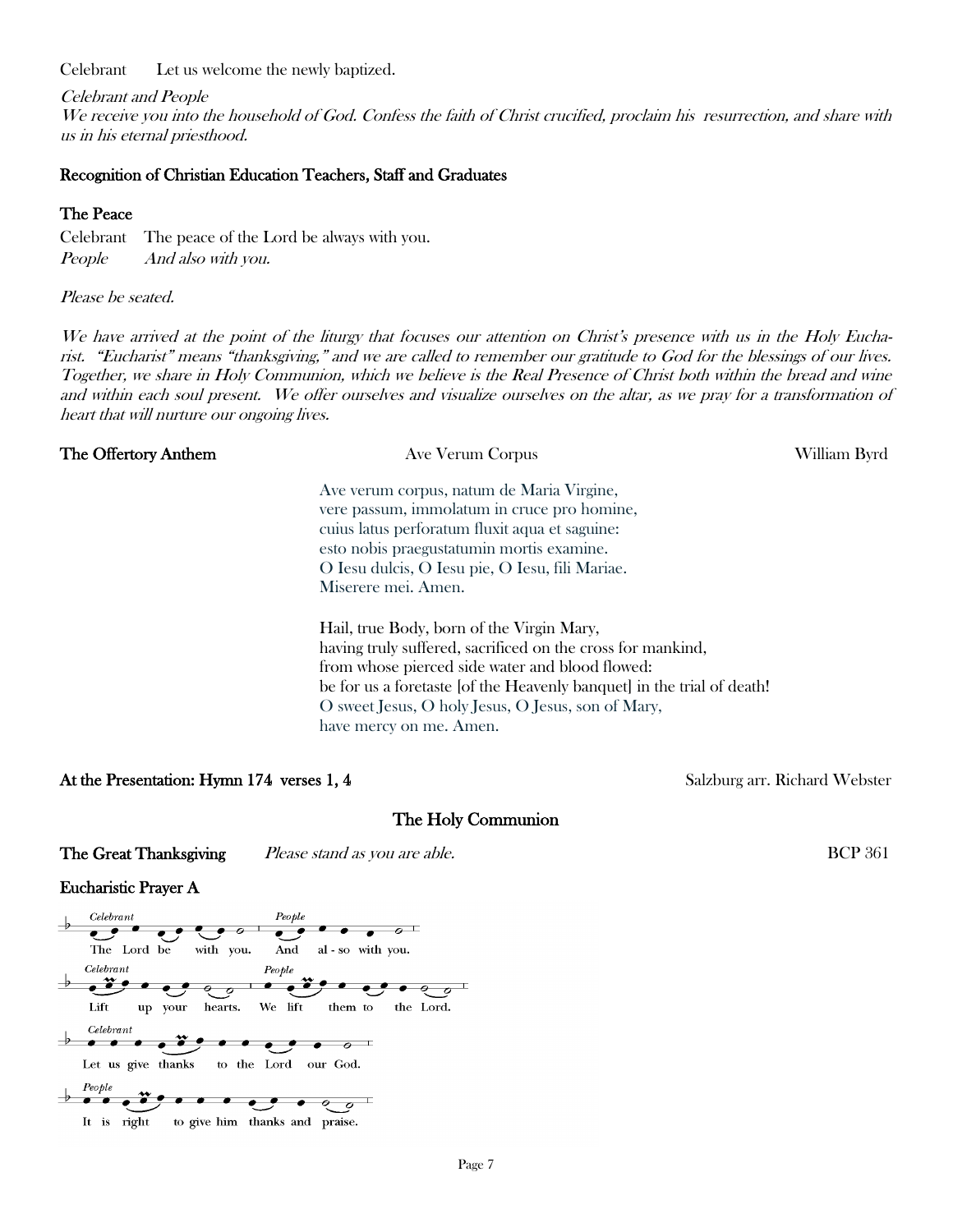Celebrant Let us welcome the newly baptized.

*Celebrant and People*
*We receive you into the household of God. Confess the faith of Christ crucified, proclaim his resurrection, and share with us in his eternal priesthood.*

**Recognition of Christian Education Teachers, Staff and Graduates**

**The Peace**

Celebrant The peace of the Lord be always with you.
*People* *And also with you.*

*Please be seated.*

*We have arrived at the point of the liturgy that focuses our attention on Christ's presence with us in the Holy Eucharist. "Eucharist" means "thanksgiving," and we are called to remember our gratitude to God for the blessings of our lives. Together, we share in Holy Communion, which we believe is the Real Presence of Christ both within the bread and wine and within each soul present. We offer ourselves and visualize ourselves on the altar, as we pray for a transformation of heart that will nurture our ongoing lives.*

**The Offertory Anthem** Ave Verum Corpus William Byrd

Ave verum corpus, natum de Maria Virgine,
vere passum, immolatum in cruce pro homine,
cuius latus perforatum fluxit aqua et saguine:
esto nobis praegustatumin mortis examine.
O Iesu dulcis, O Iesu pie, O Iesu, fili Mariae.
Miserere mei. Amen.

Hail, true Body, born of the Virgin Mary,
having truly suffered, sacrificed on the cross for mankind,
from whose pierced side water and blood flowed:
be for us a foretaste [of the Heavenly banquet] in the trial of death!
O sweet Jesus, O holy Jesus, O Jesus, son of Mary,
have mercy on me. Amen.

**At the Presentation: Hymn 174 verses 1, 4** Salzburg arr. Richard Webster

## The Holy Communion

**The Great Thanksgiving** *Please stand as you are able.* BCP 361

**Eucharistic Prayer A**

*Celebrant* The Lord be with you. *People* And also with you.
*Celebrant* Lift up your hearts. *People* We lift them to the Lord.
*Celebrant* Let us give thanks to the Lord our God.
*People* It is right to give him thanks and praise.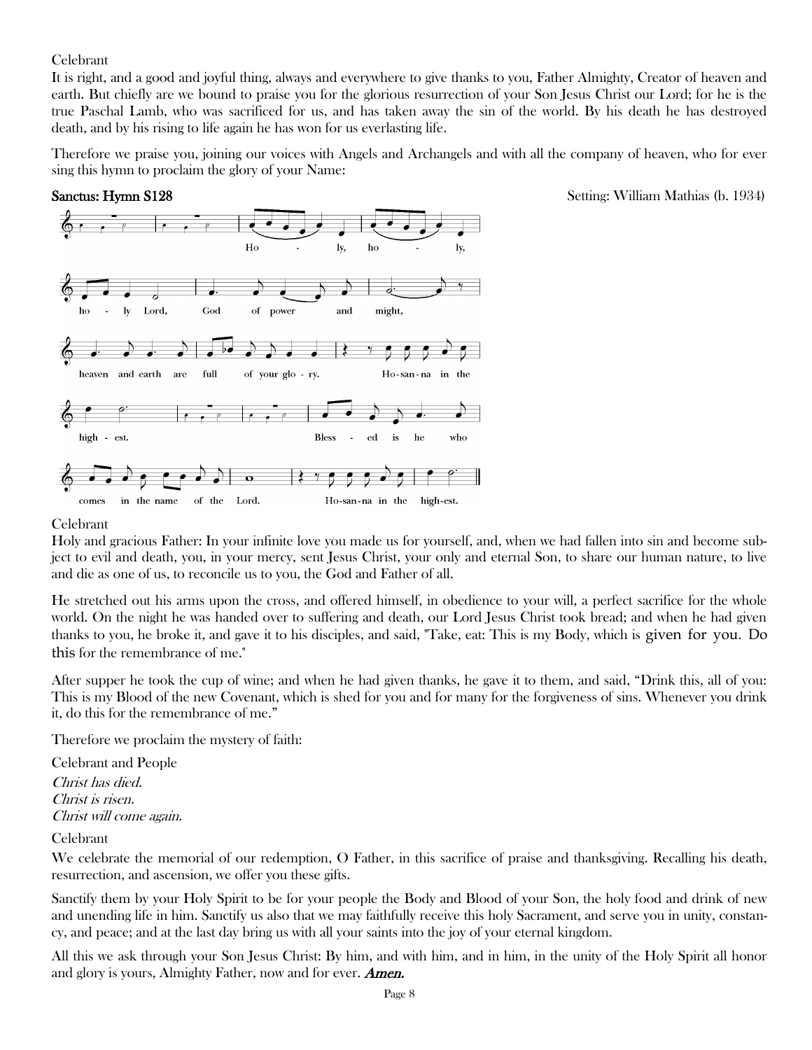Celebrant

It is right, and a good and joyful thing, always and everywhere to give thanks to you, Father Almighty, Creator of heaven and earth. But chiefly are we bound to praise you for the glorious resurrection of your Son Jesus Christ our Lord; for he is the true Paschal Lamb, who was sacrificed for us, and has taken away the sin of the world. By his death he has destroyed death, and by his rising to life again he has won for us everlasting life.

Therefore we praise you, joining our voices with Angels and Archangels and with all the company of heaven, who for ever sing this hymn to proclaim the glory of your Name:

**Sanctus: Hymn S128** Setting: William Mathias (b. 1934)

Holy, holy, holy Lord, God of power and might, heaven and earth are full of your glory. Hosanna in the highest. Blessed is he who comes in the name of the Lord. Hosanna in the highest.

Celebrant

Holy and gracious Father: In your infinite love you made us for yourself, and, when we had fallen into sin and become subject to evil and death, you, in your mercy, sent Jesus Christ, your only and eternal Son, to share our human nature, to live and die as one of us, to reconcile us to you, the God and Father of all.

He stretched out his arms upon the cross, and offered himself, in obedience to your will, a perfect sacrifice for the whole world. On the night he was handed over to suffering and death, our Lord Jesus Christ took bread; and when he had given thanks to you, he broke it, and gave it to his disciples, and said, "Take, eat: This is my Body, which is given for you. Do this for the remembrance of me."

After supper he took the cup of wine; and when he had given thanks, he gave it to them, and said, "Drink this, all of you: This is my Blood of the new Covenant, which is shed for you and for many for the forgiveness of sins. Whenever you drink it, do this for the remembrance of me."

Therefore we proclaim the mystery of faith:

Celebrant and People

*Christ has died.*
*Christ is risen.*
*Christ will come again.*

Celebrant

We celebrate the memorial of our redemption, O Father, in this sacrifice of praise and thanksgiving. Recalling his death, resurrection, and ascension, we offer you these gifts.

Sanctify them by your Holy Spirit to be for your people the Body and Blood of your Son, the holy food and drink of new and unending life in him. Sanctify us also that we may faithfully receive this holy Sacrament, and serve you in unity, constancy, and peace; and at the last day bring us with all your saints into the joy of your eternal kingdom.

All this we ask through your Son Jesus Christ: By him, and with him, and in him, in the unity of the Holy Spirit all honor and glory is yours, Almighty Father, now and for ever. ***Amen.***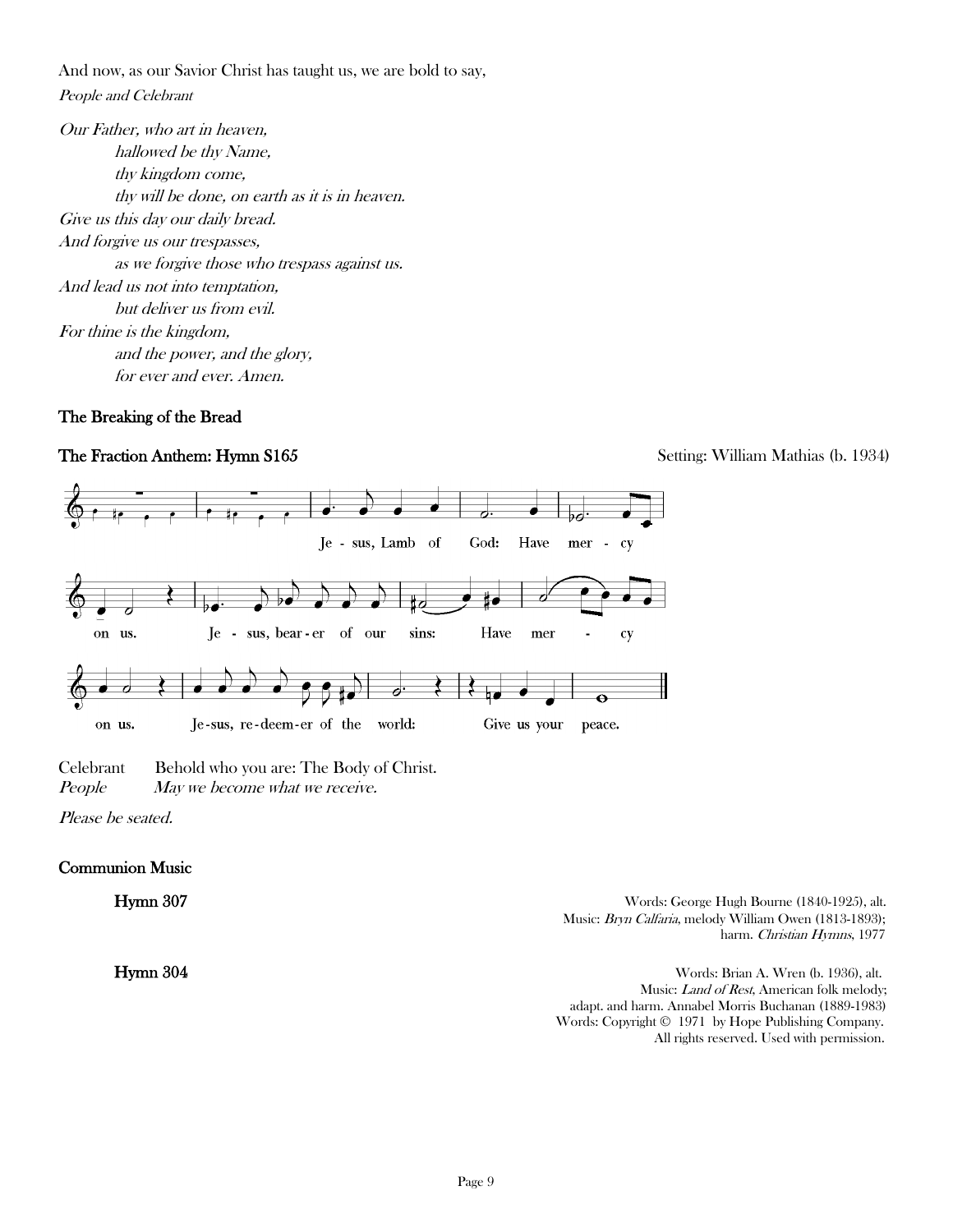And now, as our Savior Christ has taught us, we are bold to say,

*People and Celebrant*

*Our Father, who art in heaven,*
*hallowed be thy Name,*
*thy kingdom come,*
*thy will be done, on earth as it is in heaven.*
*Give us this day our daily bread.*
*And forgive us our trespasses,*
*as we forgive those who trespass against us.*
*And lead us not into temptation,*
*but deliver us from evil.*
*For thine is the kingdom,*
*and the power, and the glory,*
*for ever and ever. Amen.*

**The Breaking of the Bread**

**The Fraction Anthem: Hymn S165** Setting: William Mathias (b. 1934)

Je - sus, Lamb of God: Have mer - cy on us. Je - sus, bear - er of our sins: Have mer - cy on us. Je-sus, re-deem-er of the world: Give us your peace.

Celebrant Behold who you are: The Body of Christ.
*People May we become what we receive.*

*Please be seated.*

**Communion Music**

**Hymn 307**

Words: George Hugh Bourne (1840-1925), alt.
Music: *Bryn Calfaria*, melody William Owen (1813-1893); harm. *Christian Hymns*, 1977

**Hymn 304**

Words: Brian A. Wren (b. 1936), alt.
Music: *Land of Rest*, American folk melody; adapt. and harm. Annabel Morris Buchanan (1889-1983)
Words: Copyright © 1971 by Hope Publishing Company. All rights reserved. Used with permission.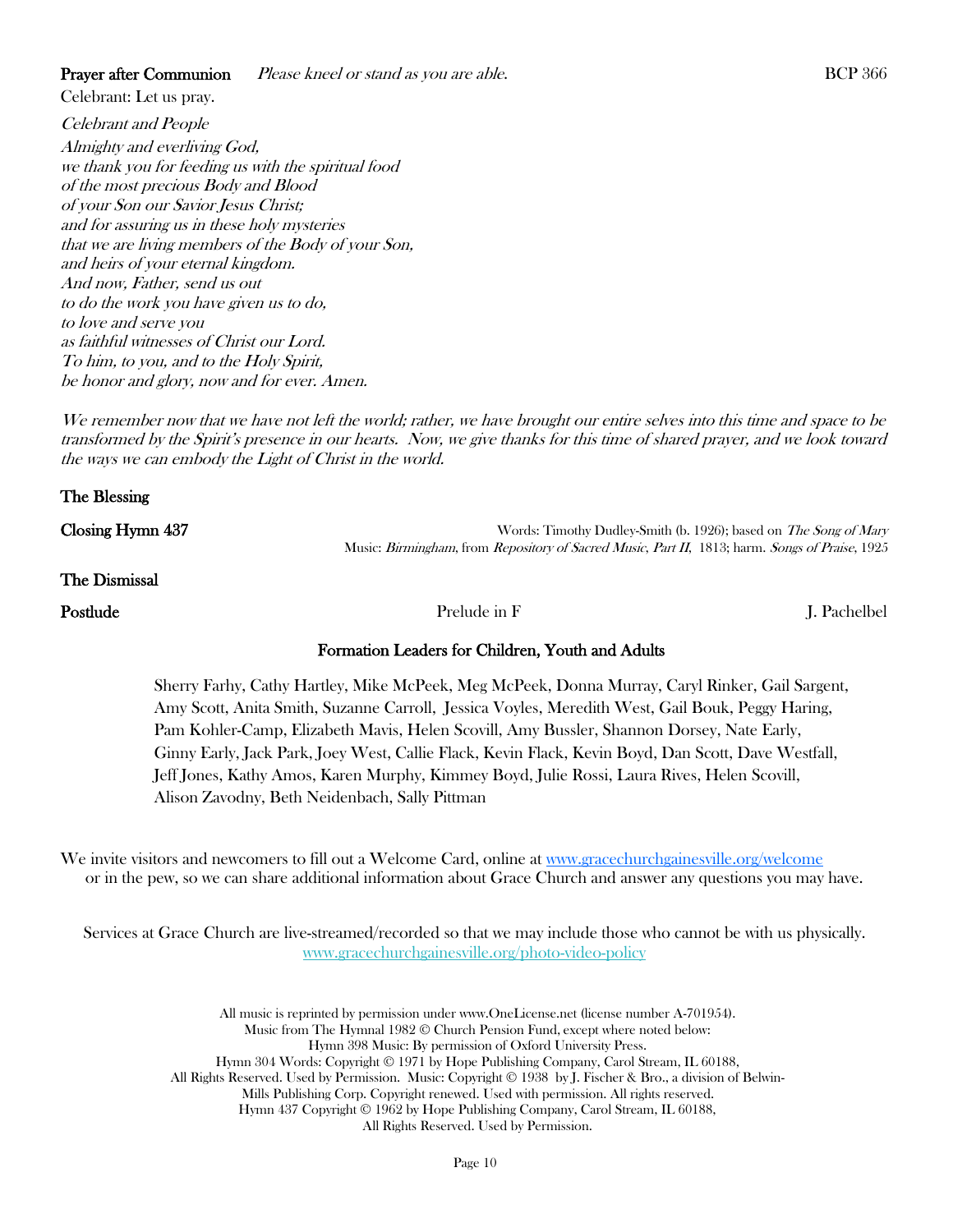**Prayer after Communion** *Please kneel or stand as you are able.* BCP 366

Celebrant: Let us pray.

*Celebrant and People*
*Almighty and everliving God,*
*we thank you for feeding us with the spiritual food*
*of the most precious Body and Blood*
*of your Son our Savior Jesus Christ;*
*and for assuring us in these holy mysteries*
*that we are living members of the Body of your Son,*
*and heirs of your eternal kingdom.*
*And now, Father, send us out*
*to do the work you have given us to do,*
*to love and serve you*
*as faithful witnesses of Christ our Lord.*
*To him, to you, and to the Holy Spirit,*
*be honor and glory, now and for ever. Amen.*

*We remember now that we have not left the world; rather, we have brought our entire selves into this time and space to be transformed by the Spirit's presence in our hearts. Now, we give thanks for this time of shared prayer, and we look toward the ways we can embody the Light of Christ in the world.*

**The Blessing**

**Closing Hymn 437** Words: Timothy Dudley-Smith (b. 1926); based on *The Song of Mary*
Music: *Birmingham*, from *Repository of Sacred Music, Part II,* 1813; harm. *Songs of Praise*, 1925

**The Dismissal**

**Postlude** Prelude in F J. Pachelbel

**Formation Leaders for Children, Youth and Adults**

Sherry Farhy, Cathy Hartley, Mike McPeek, Meg McPeek, Donna Murray, Caryl Rinker, Gail Sargent, Amy Scott, Anita Smith, Suzanne Carroll, Jessica Voyles, Meredith West, Gail Bouk, Peggy Haring, Pam Kohler-Camp, Elizabeth Mavis, Helen Scovill, Amy Bussler, Shannon Dorsey, Nate Early, Ginny Early, Jack Park, Joey West, Callie Flack, Kevin Flack, Kevin Boyd, Dan Scott, Dave Westfall, Jeff Jones, Kathy Amos, Karen Murphy, Kimmey Boyd, Julie Rossi, Laura Rives, Helen Scovill, Alison Zavodny, Beth Neidenbach, Sally Pittman

We invite visitors and newcomers to fill out a Welcome Card, online at www.gracechurchgainesville.org/welcome or in the pew, so we can share additional information about Grace Church and answer any questions you may have.

Services at Grace Church are live-streamed/recorded so that we may include those who cannot be with us physically.
www.gracechurchgainesville.org/photo-video-policy

All music is reprinted by permission under www.OneLicense.net (license number A-701954).
Music from The Hymnal 1982 © Church Pension Fund, except where noted below:
Hymn 398 Music: By permission of Oxford University Press.
Hymn 304 Words: Copyright © 1971 by Hope Publishing Company, Carol Stream, IL 60188,
All Rights Reserved. Used by Permission. Music: Copyright © 1938 by J. Fischer & Bro., a division of Belwin-Mills Publishing Corp. Copyright renewed. Used with permission. All rights reserved.
Hymn 437 Copyright © 1962 by Hope Publishing Company, Carol Stream, IL 60188,
All Rights Reserved. Used by Permission.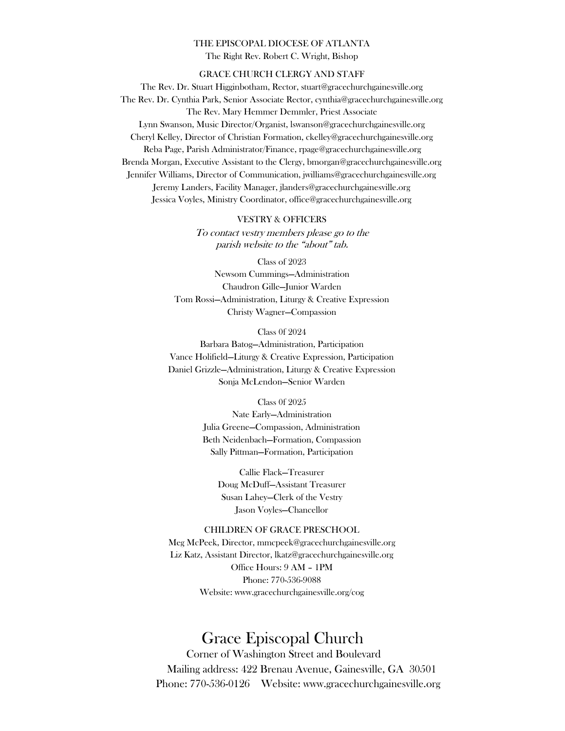THE EPISCOPAL DIOCESE OF ATLANTA

The Right Rev. Robert C. Wright, Bishop

GRACE CHURCH CLERGY AND STAFF

The Rev. Dr. Stuart Higginbotham, Rector, stuart@gracechurchgainesville.org
The Rev. Dr. Cynthia Park, Senior Associate Rector, cynthia@gracechurchgainesville.org
The Rev. Mary Hemmer Demmler, Priest Associate
Lynn Swanson, Music Director/Organist, lswanson@gracechurchgainesville.org
Cheryl Kelley, Director of Christian Formation, ckelley@gracechurchgainesville.org
Reba Page, Parish Administrator/Finance, rpage@gracechurchgainesville.org
Brenda Morgan, Executive Assistant to the Clergy, bmorgan@gracechurchgainesville.org
Jennifer Williams, Director of Communication, jwilliams@gracechurchgainesville.org
Jeremy Landers, Facility Manager, jlanders@gracechurchgainesville.org
Jessica Voyles, Ministry Coordinator, office@gracechurchgainesville.org

VESTRY & OFFICERS

*To contact vestry members please go to the parish website to the "about" tab.*

Class of 2023
Newsom Cummings—Administration
Chaudron Gille—Junior Warden
Tom Rossi—Administration, Liturgy & Creative Expression
Christy Wagner—Compassion

Class 0f 2024
Barbara Batog—Administration, Participation
Vance Holifield—Liturgy & Creative Expression, Participation
Daniel Grizzle—Administration, Liturgy & Creative Expression
Sonja McLendon—Senior Warden

Class 0f 2025
Nate Early—Administration
Julia Greene—Compassion, Administration
Beth Neidenbach—Formation, Compassion
Sally Pittman—Formation, Participation

Callie Flack—Treasurer
Doug McDuff—Assistant Treasurer
Susan Lahey—Clerk of the Vestry
Jason Voyles—Chancellor

CHILDREN OF GRACE PRESCHOOL

Meg McPeek, Director, mmcpeek@gracechurchgainesville.org
Liz Katz, Assistant Director, lkatz@gracechurchgainesville.org
Office Hours: 9 AM – 1PM
Phone: 770-536-9088
Website: www.gracechurchgainesville.org/cog

# Grace Episcopal Church

Corner of Washington Street and Boulevard
Mailing address: 422 Brenau Avenue, Gainesville, GA 30501
Phone: 770-536-0126 Website: www.gracechurchgainesville.org